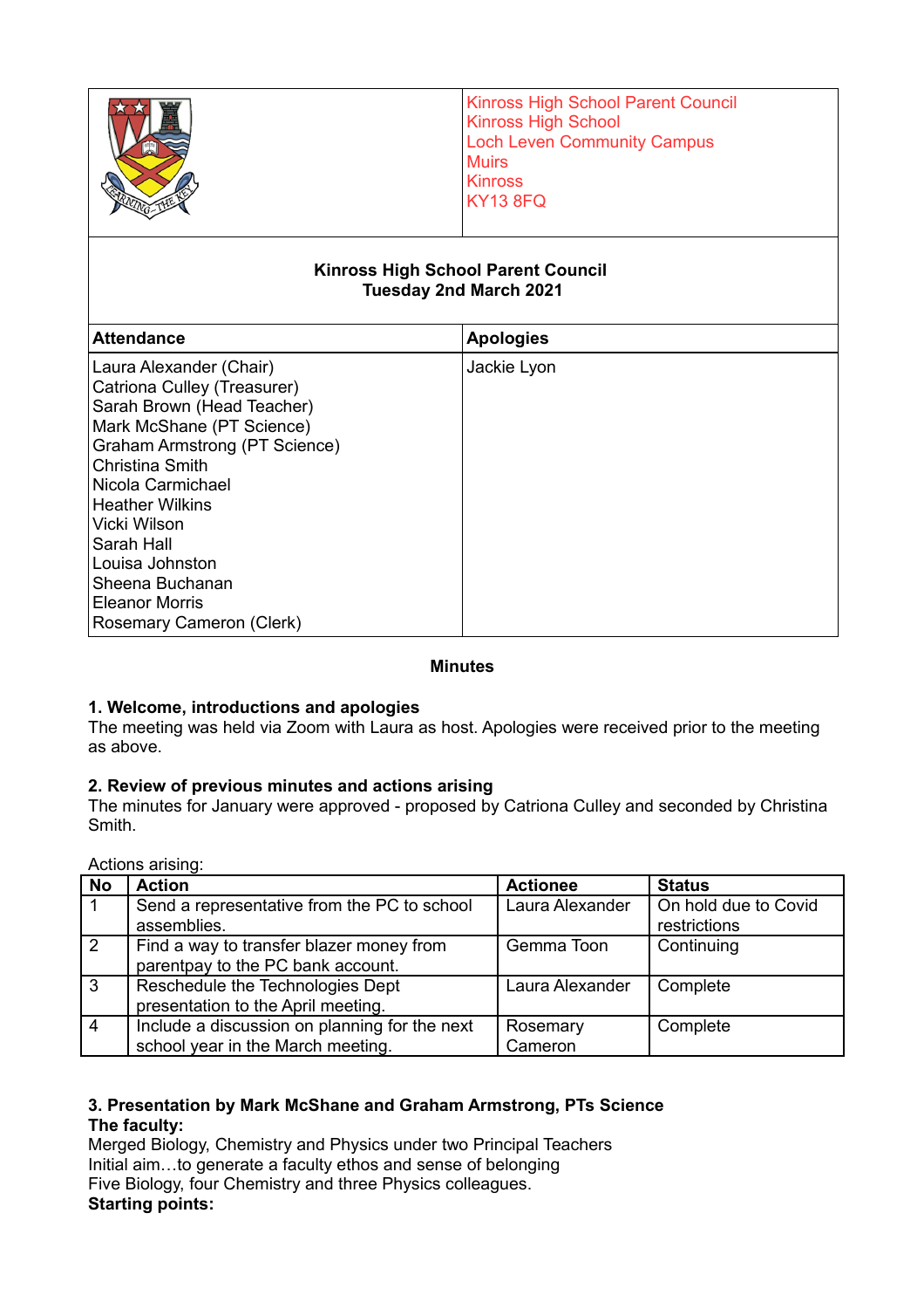| | |
|---|---|
| | Kinross High School Parent Council<br>Kinross High School<br>Loch Leven Community Campus<br>Muirs<br>Kinross<br>KY13 8FQ |

**Kinross High School Parent Council**
**Tuesday 2nd March 2021**

| Attendance | Apologies |
|---|---|
| Laura Alexander (Chair)<br>Catriona Culley (Treasurer)<br>Sarah Brown (Head Teacher)<br>Mark McShane (PT Science)<br>Graham Armstrong (PT Science)<br>Christina Smith<br>Nicola Carmichael<br>Heather Wilkins<br>Vicki Wilson<br>Sarah Hall<br>Louisa Johnston<br>Sheena Buchanan<br>Eleanor Morris<br>Rosemary Cameron (Clerk) | Jackie Lyon |

## Minutes

### 1. Welcome, introductions and apologies

The meeting was held via Zoom with Laura as host. Apologies were received prior to the meeting as above.

### 2. Review of previous minutes and actions arising

The minutes for January were approved - proposed by Catriona Culley and seconded by Christina Smith.

Actions arising:

| No | Action | Actionee | Status |
|---|---|---|---|
| 1 | Send a representative from the PC to school assemblies. | Laura Alexander | On hold due to Covid restrictions |
| 2 | Find a way to transfer blazer money from parentpay to the PC bank account. | Gemma Toon | Continuing |
| 3 | Reschedule the Technologies Dept presentation to the April meeting. | Laura Alexander | Complete |
| 4 | Include a discussion on planning for the next school year in the March meeting. | Rosemary Cameron | Complete |

### 3. Presentation by Mark McShane and Graham Armstrong, PTs Science

**The faculty:**

Merged Biology, Chemistry and Physics under two Principal Teachers
Initial aim…to generate a faculty ethos and sense of belonging
Five Biology, four Chemistry and three Physics colleagues.

**Starting points:**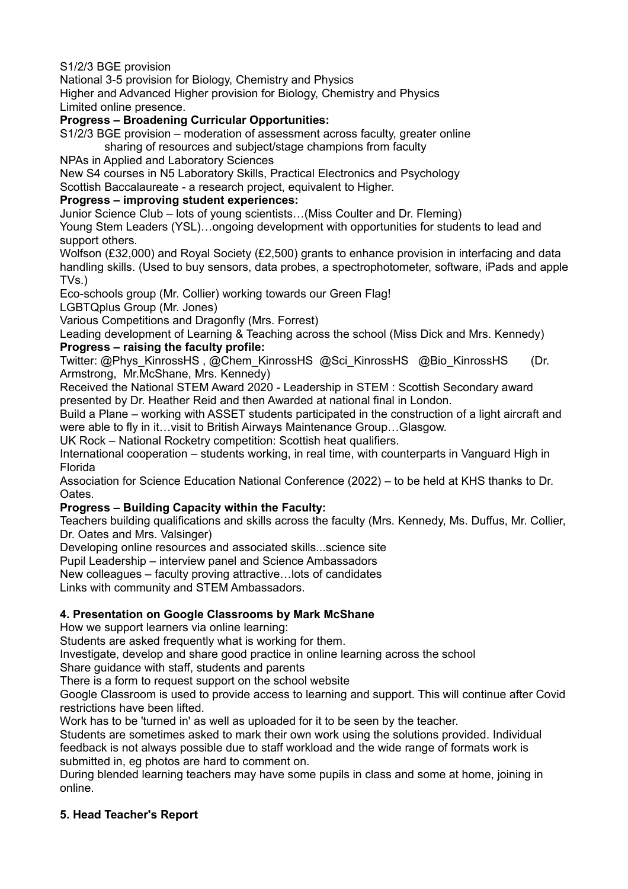S1/2/3 BGE provision
National 3-5 provision for Biology, Chemistry and Physics
Higher and Advanced Higher provision for Biology, Chemistry and Physics
Limited online presence.

**Progress – Broadening Curricular Opportunities:**

S1/2/3 BGE provision – moderation of assessment across faculty, greater online sharing of resources and subject/stage champions from faculty
NPAs in Applied and Laboratory Sciences
New S4 courses in N5 Laboratory Skills, Practical Electronics and Psychology
Scottish Baccalaureate - a research project, equivalent to Higher.

**Progress – improving student experiences:**

Junior Science Club – lots of young scientists…(Miss Coulter and Dr. Fleming)
Young Stem Leaders (YSL)…ongoing development with opportunities for students to lead and support others.
Wolfson (£32,000) and Royal Society (£2,500) grants to enhance provision in interfacing and data handling skills. (Used to buy sensors, data probes, a spectrophotometer, software, iPads and apple TVs.)
Eco-schools group (Mr. Collier) working towards our Green Flag!
LGBTQplus Group (Mr. Jones)
Various Competitions and Dragonfly (Mrs. Forrest)
Leading development of Learning & Teaching across the school (Miss Dick and Mrs. Kennedy)

**Progress – raising the faculty profile:**

Twitter: @Phys_KinrossHS , @Chem_KinrossHS @Sci_KinrossHS @Bio_KinrossHS (Dr. Armstrong, Mr.McShane, Mrs. Kennedy)
Received the National STEM Award 2020 - Leadership in STEM : Scottish Secondary award presented by Dr. Heather Reid and then Awarded at national final in London.
Build a Plane – working with ASSET students participated in the construction of a light aircraft and were able to fly in it…visit to British Airways Maintenance Group…Glasgow.
UK Rock – National Rocketry competition: Scottish heat qualifiers.
International cooperation – students working, in real time, with counterparts in Vanguard High in Florida
Association for Science Education National Conference (2022) – to be held at KHS thanks to Dr. Oates.

**Progress – Building Capacity within the Faculty:**

Teachers building qualifications and skills across the faculty (Mrs. Kennedy, Ms. Duffus, Mr. Collier, Dr. Oates and Mrs. Valsinger)
Developing online resources and associated skills...science site
Pupil Leadership – interview panel and Science Ambassadors
New colleagues – faculty proving attractive…lots of candidates
Links with community and STEM Ambassadors.

**4. Presentation on Google Classrooms by Mark McShane**

How we support learners via online learning:
Students are asked frequently what is working for them.
Investigate, develop and share good practice in online learning across the school
Share guidance with staff, students and parents
There is a form to request support on the school website
Google Classroom is used to provide access to learning and support. This will continue after Covid restrictions have been lifted.
Work has to be 'turned in' as well as uploaded for it to be seen by the teacher.
Students are sometimes asked to mark their own work using the solutions provided. Individual feedback is not always possible due to staff workload and the wide range of formats work is submitted in, eg photos are hard to comment on.
During blended learning teachers may have some pupils in class and some at home, joining in online.

**5. Head Teacher's Report**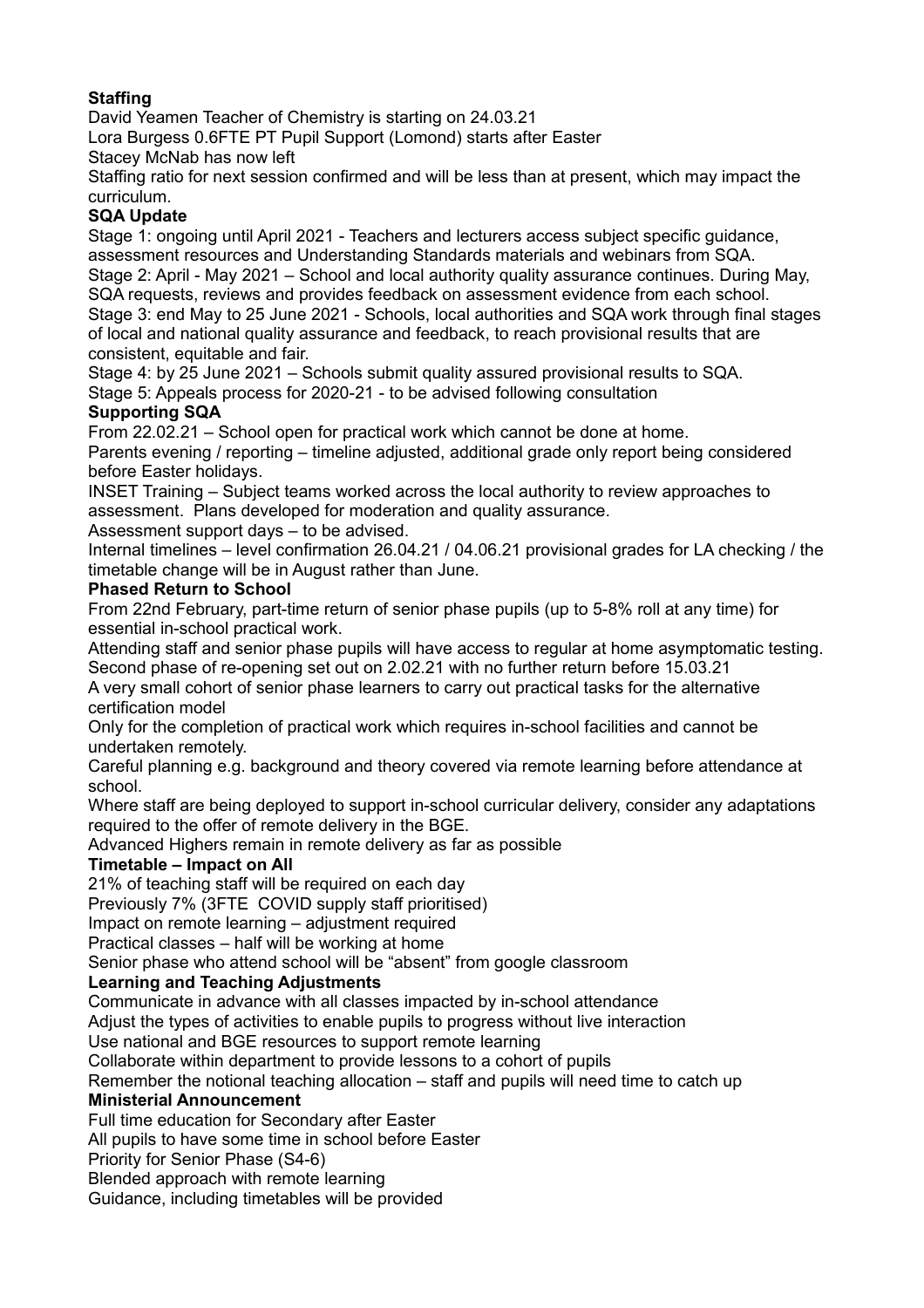**Staffing**

David Yeamen Teacher of Chemistry is starting on 24.03.21

Lora Burgess 0.6FTE PT Pupil Support (Lomond) starts after Easter

Stacey McNab has now left

Staffing ratio for next session confirmed and will be less than at present, which may impact the curriculum.

**SQA Update**

Stage 1: ongoing until April 2021 - Teachers and lecturers access subject specific guidance, assessment resources and Understanding Standards materials and webinars from SQA.

Stage 2: April - May 2021 – School and local authority quality assurance continues. During May, SQA requests, reviews and provides feedback on assessment evidence from each school.

Stage 3: end May to 25 June 2021 - Schools, local authorities and SQA work through final stages of local and national quality assurance and feedback, to reach provisional results that are consistent, equitable and fair.

Stage 4: by 25 June 2021 – Schools submit quality assured provisional results to SQA.

Stage 5: Appeals process for 2020-21 - to be advised following consultation

**Supporting SQA**

From 22.02.21 – School open for practical work which cannot be done at home.

Parents evening / reporting – timeline adjusted, additional grade only report being considered before Easter holidays.

INSET Training – Subject teams worked across the local authority to review approaches to assessment. Plans developed for moderation and quality assurance.

Assessment support days – to be advised.

Internal timelines – level confirmation 26.04.21 / 04.06.21 provisional grades for LA checking / the timetable change will be in August rather than June.

**Phased Return to School**

From 22nd February, part-time return of senior phase pupils (up to 5-8% roll at any time) for essential in-school practical work.

Attending staff and senior phase pupils will have access to regular at home asymptomatic testing.

Second phase of re-opening set out on 2.02.21 with no further return before 15.03.21

A very small cohort of senior phase learners to carry out practical tasks for the alternative certification model

Only for the completion of practical work which requires in-school facilities and cannot be undertaken remotely.

Careful planning e.g. background and theory covered via remote learning before attendance at school.

Where staff are being deployed to support in-school curricular delivery, consider any adaptations required to the offer of remote delivery in the BGE.

Advanced Highers remain in remote delivery as far as possible

**Timetable – Impact on All**

21% of teaching staff will be required on each day

Previously 7% (3FTE COVID supply staff prioritised)

Impact on remote learning – adjustment required

Practical classes – half will be working at home

Senior phase who attend school will be "absent" from google classroom

**Learning and Teaching Adjustments**

Communicate in advance with all classes impacted by in-school attendance

Adjust the types of activities to enable pupils to progress without live interaction

Use national and BGE resources to support remote learning

Collaborate within department to provide lessons to a cohort of pupils

Remember the notional teaching allocation – staff and pupils will need time to catch up

**Ministerial Announcement**

Full time education for Secondary after Easter

All pupils to have some time in school before Easter

Priority for Senior Phase (S4-6)

Blended approach with remote learning

Guidance, including timetables will be provided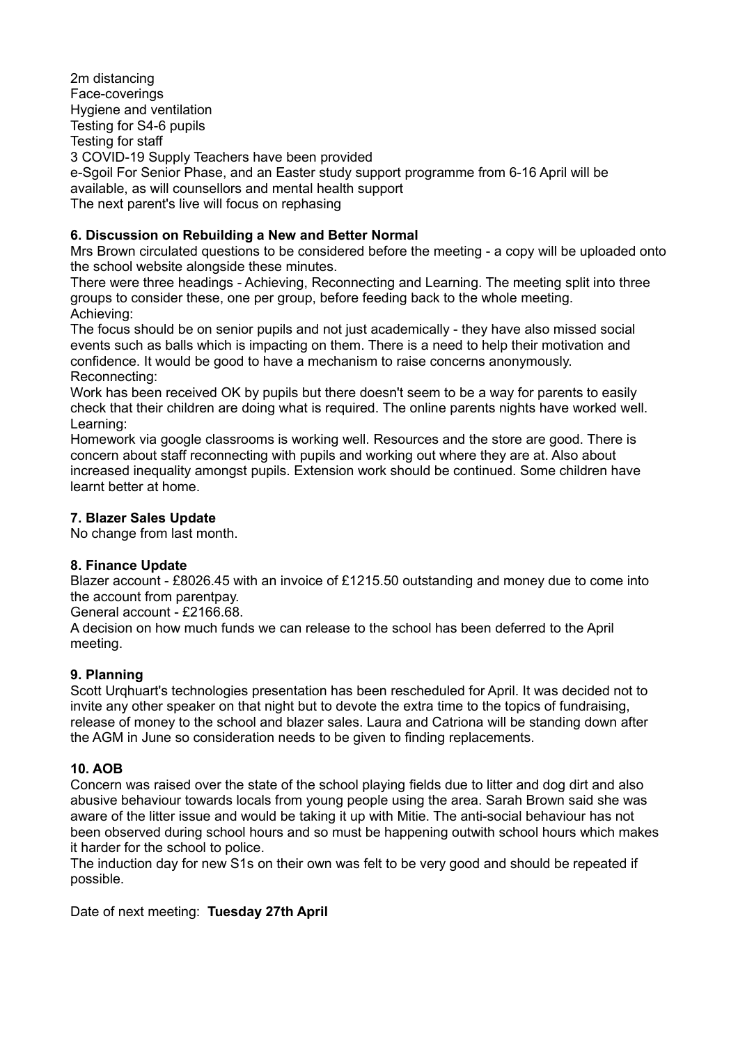2m distancing
Face-coverings
Hygiene and ventilation
Testing for S4-6 pupils
Testing for staff
3 COVID-19 Supply Teachers have been provided
e-Sgoil For Senior Phase, and an Easter study support programme from 6-16 April will be available, as will counsellors and mental health support
The next parent's live will focus on rephasing

**6. Discussion on Rebuilding a New and Better Normal**

Mrs Brown circulated questions to be considered before the meeting - a copy will be uploaded onto the school website alongside these minutes.
There were three headings - Achieving, Reconnecting and Learning. The meeting split into three groups to consider these, one per group, before feeding back to the whole meeting.
Achieving:
The focus should be on senior pupils and not just academically - they have also missed social events such as balls which is impacting on them. There is a need to help their motivation and confidence. It would be good to have a mechanism to raise concerns anonymously.
Reconnecting:
Work has been received OK by pupils but there doesn't seem to be a way for parents to easily check that their children are doing what is required. The online parents nights have worked well.
Learning:
Homework via google classrooms is working well. Resources and the store are good. There is concern about staff reconnecting with pupils and working out where they are at. Also about increased inequality amongst pupils. Extension work should be continued. Some children have learnt better at home.

**7. Blazer Sales Update**

No change from last month.

**8. Finance Update**

Blazer account - £8026.45 with an invoice of £1215.50 outstanding and money due to come into the account from parentpay.
General account - £2166.68.
A decision on how much funds we can release to the school has been deferred to the April meeting.

**9. Planning**

Scott Urqhuart's technologies presentation has been rescheduled for April. It was decided not to invite any other speaker on that night but to devote the extra time to the topics of fundraising, release of money to the school and blazer sales. Laura and Catriona will be standing down after the AGM in June so consideration needs to be given to finding replacements.

**10. AOB**

Concern was raised over the state of the school playing fields due to litter and dog dirt and also abusive behaviour towards locals from young people using the area. Sarah Brown said she was aware of the litter issue and would be taking it up with Mitie. The anti-social behaviour has not been observed during school hours and so must be happening outwith school hours which makes it harder for the school to police.
The induction day for new S1s on their own was felt to be very good and should be repeated if possible.

Date of next meeting: **Tuesday 27th April**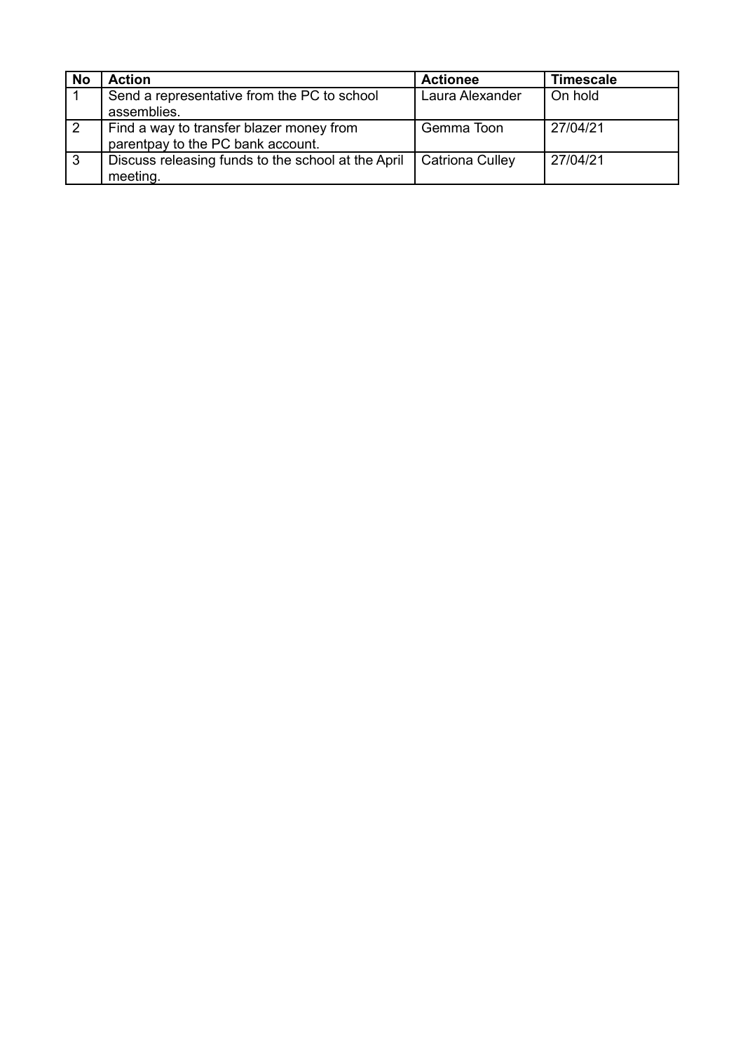| No | Action | Actionee | Timescale |
|---|---|---|---|
| 1 | Send a representative from the PC to school assemblies. | Laura Alexander | On hold |
| 2 | Find a way to transfer blazer money from parentpay to the PC bank account. | Gemma Toon | 27/04/21 |
| 3 | Discuss releasing funds to the school at the April meeting. | Catriona Culley | 27/04/21 |